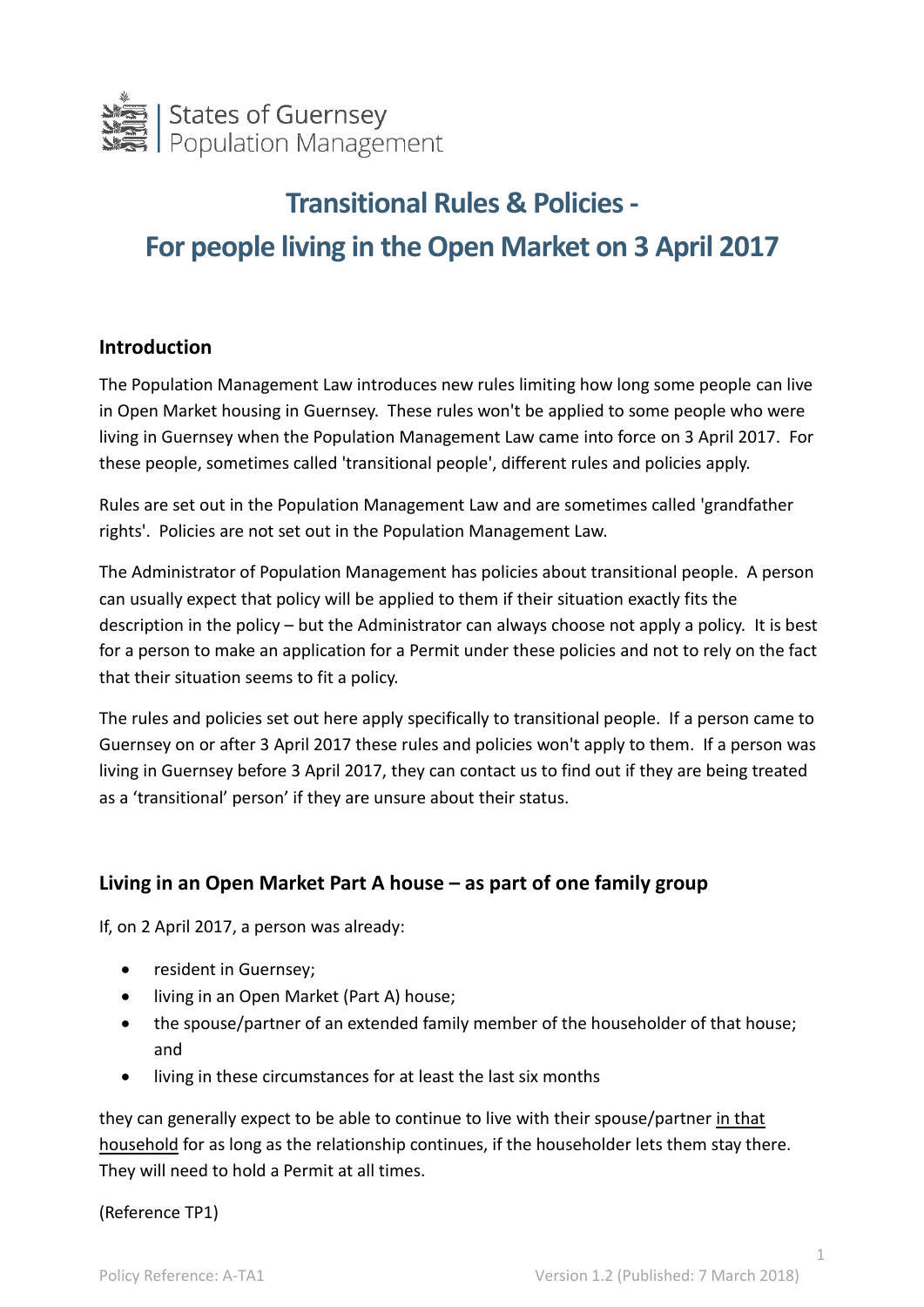States of Guernsey
Population Management

# Transitional Rules & Policies - For people living in the Open Market on 3 April 2017

## Introduction

The Population Management Law introduces new rules limiting how long some people can live in Open Market housing in Guernsey. These rules won't be applied to some people who were living in Guernsey when the Population Management Law came into force on 3 April 2017. For these people, sometimes called 'transitional people', different rules and policies apply.

Rules are set out in the Population Management Law and are sometimes called 'grandfather rights'. Policies are not set out in the Population Management Law.

The Administrator of Population Management has policies about transitional people. A person can usually expect that policy will be applied to them if their situation exactly fits the description in the policy – but the Administrator can always choose not apply a policy. It is best for a person to make an application for a Permit under these policies and not to rely on the fact that their situation seems to fit a policy.

The rules and policies set out here apply specifically to transitional people. If a person came to Guernsey on or after 3 April 2017 these rules and policies won't apply to them. If a person was living in Guernsey before 3 April 2017, they can contact us to find out if they are being treated as a 'transitional' person' if they are unsure about their status.

## Living in an Open Market Part A house – as part of one family group

If, on 2 April 2017, a person was already:

- resident in Guernsey;
- living in an Open Market (Part A) house;
- the spouse/partner of an extended family member of the householder of that house; and
- living in these circumstances for at least the last six months

they can generally expect to be able to continue to live with their spouse/partner in that household for as long as the relationship continues, if the householder lets them stay there. They will need to hold a Permit at all times.

(Reference TP1)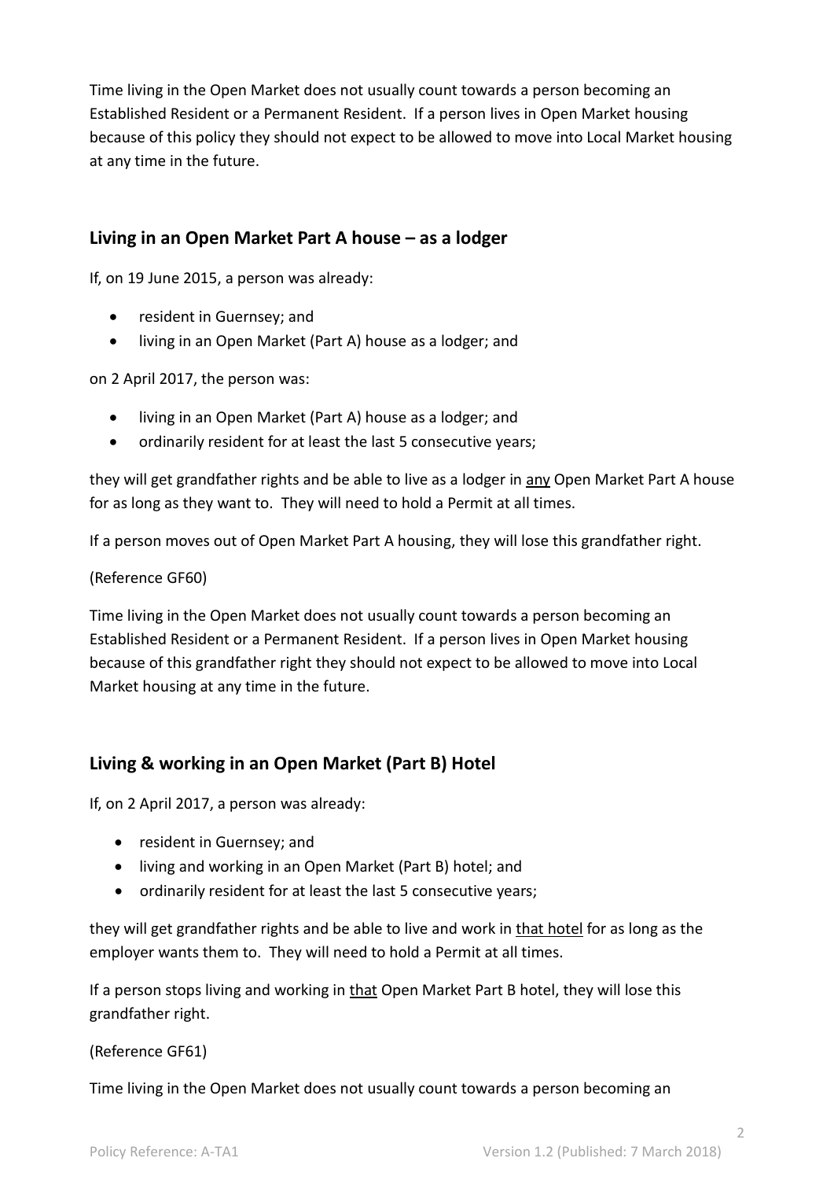Time living in the Open Market does not usually count towards a person becoming an Established Resident or a Permanent Resident. If a person lives in Open Market housing because of this policy they should not expect to be allowed to move into Local Market housing at any time in the future.

## Living in an Open Market Part A house – as a lodger

If, on 19 June 2015, a person was already:

- resident in Guernsey; and
- living in an Open Market (Part A) house as a lodger; and

on 2 April 2017, the person was:

- living in an Open Market (Part A) house as a lodger; and
- ordinarily resident for at least the last 5 consecutive years;

they will get grandfather rights and be able to live as a lodger in <u>any</u> Open Market Part A house for as long as they want to. They will need to hold a Permit at all times.

If a person moves out of Open Market Part A housing, they will lose this grandfather right.

(Reference GF60)

Time living in the Open Market does not usually count towards a person becoming an Established Resident or a Permanent Resident. If a person lives in Open Market housing because of this grandfather right they should not expect to be allowed to move into Local Market housing at any time in the future.

## Living & working in an Open Market (Part B) Hotel

If, on 2 April 2017, a person was already:

- resident in Guernsey; and
- living and working in an Open Market (Part B) hotel; and
- ordinarily resident for at least the last 5 consecutive years;

they will get grandfather rights and be able to live and work in <u>that hotel</u> for as long as the employer wants them to. They will need to hold a Permit at all times.

If a person stops living and working in <u>that</u> Open Market Part B hotel, they will lose this grandfather right.

(Reference GF61)

Time living in the Open Market does not usually count towards a person becoming an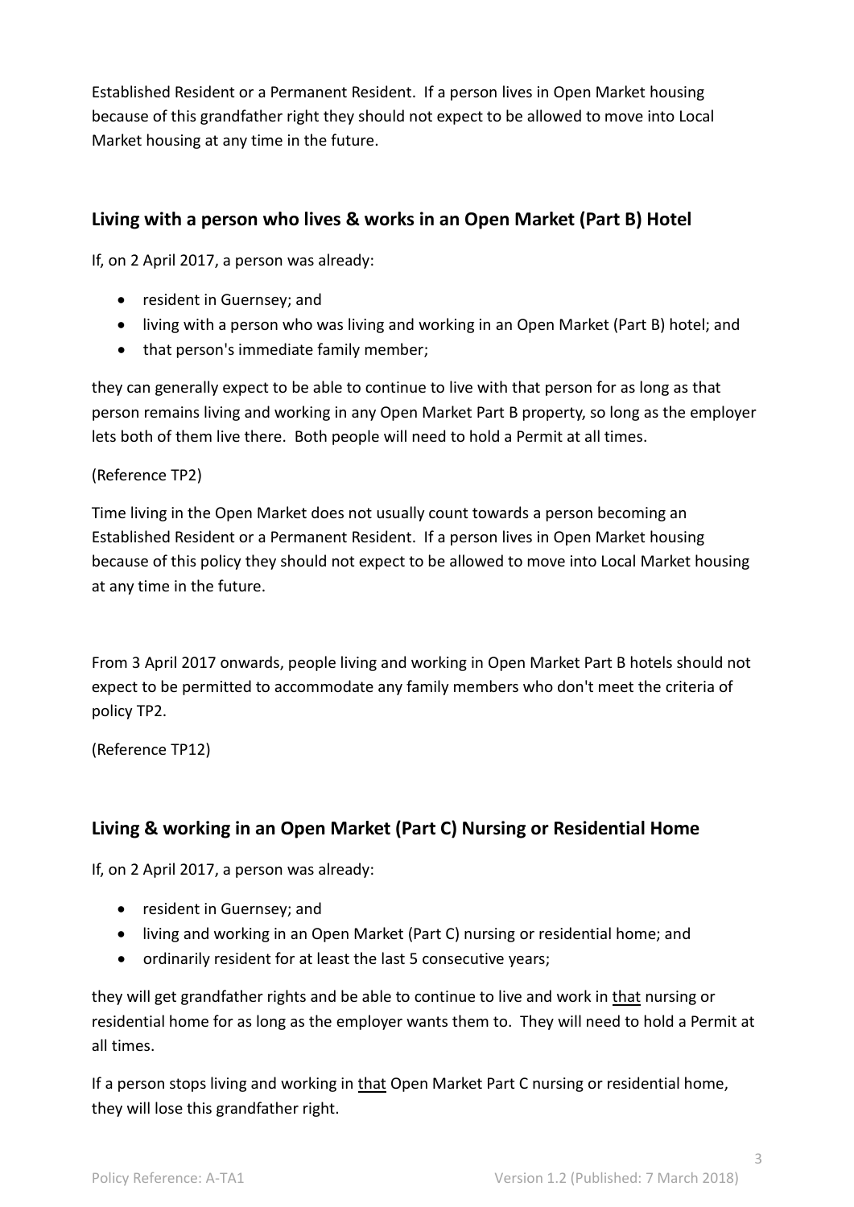Established Resident or a Permanent Resident. If a person lives in Open Market housing because of this grandfather right they should not expect to be allowed to move into Local Market housing at any time in the future.

## Living with a person who lives & works in an Open Market (Part B) Hotel

If, on 2 April 2017, a person was already:

- resident in Guernsey; and
- living with a person who was living and working in an Open Market (Part B) hotel; and
- that person's immediate family member;

they can generally expect to be able to continue to live with that person for as long as that person remains living and working in any Open Market Part B property, so long as the employer lets both of them live there. Both people will need to hold a Permit at all times.

(Reference TP2)

Time living in the Open Market does not usually count towards a person becoming an Established Resident or a Permanent Resident. If a person lives in Open Market housing because of this policy they should not expect to be allowed to move into Local Market housing at any time in the future.

From 3 April 2017 onwards, people living and working in Open Market Part B hotels should not expect to be permitted to accommodate any family members who don't meet the criteria of policy TP2.

(Reference TP12)

## Living & working in an Open Market (Part C) Nursing or Residential Home

If, on 2 April 2017, a person was already:

- resident in Guernsey; and
- living and working in an Open Market (Part C) nursing or residential home; and
- ordinarily resident for at least the last 5 consecutive years;

they will get grandfather rights and be able to continue to live and work in <u>that</u> nursing or residential home for as long as the employer wants them to. They will need to hold a Permit at all times.

If a person stops living and working in <u>that</u> Open Market Part C nursing or residential home, they will lose this grandfather right.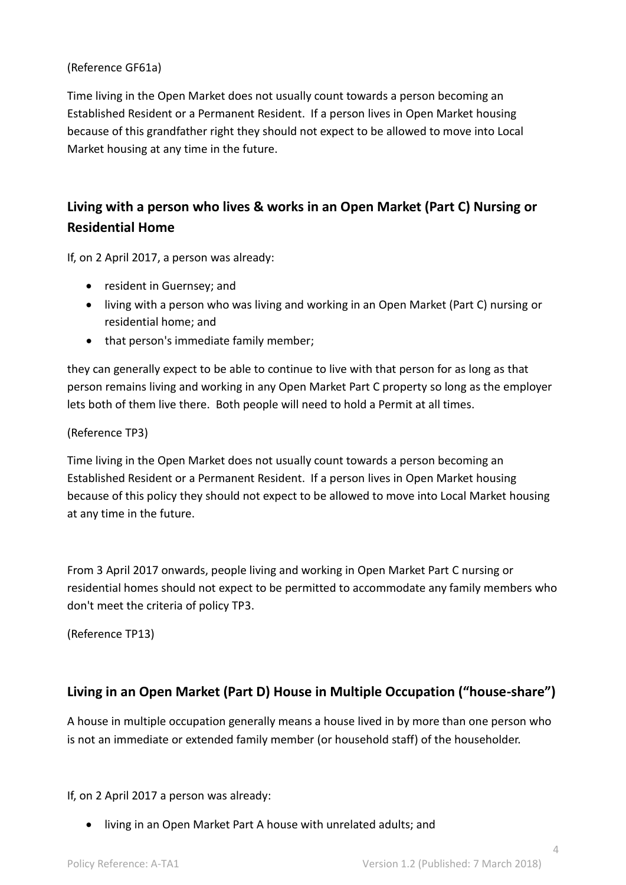(Reference GF61a)

Time living in the Open Market does not usually count towards a person becoming an Established Resident or a Permanent Resident. If a person lives in Open Market housing because of this grandfather right they should not expect to be allowed to move into Local Market housing at any time in the future.

## Living with a person who lives & works in an Open Market (Part C) Nursing or Residential Home

If, on 2 April 2017, a person was already:

- resident in Guernsey; and
- living with a person who was living and working in an Open Market (Part C) nursing or residential home; and
- that person's immediate family member;

they can generally expect to be able to continue to live with that person for as long as that person remains living and working in any Open Market Part C property so long as the employer lets both of them live there. Both people will need to hold a Permit at all times.

(Reference TP3)

Time living in the Open Market does not usually count towards a person becoming an Established Resident or a Permanent Resident. If a person lives in Open Market housing because of this policy they should not expect to be allowed to move into Local Market housing at any time in the future.

From 3 April 2017 onwards, people living and working in Open Market Part C nursing or residential homes should not expect to be permitted to accommodate any family members who don't meet the criteria of policy TP3.

(Reference TP13)

## Living in an Open Market (Part D) House in Multiple Occupation ("house-share")

A house in multiple occupation generally means a house lived in by more than one person who is not an immediate or extended family member (or household staff) of the householder.

If, on 2 April 2017 a person was already:

- living in an Open Market Part A house with unrelated adults; and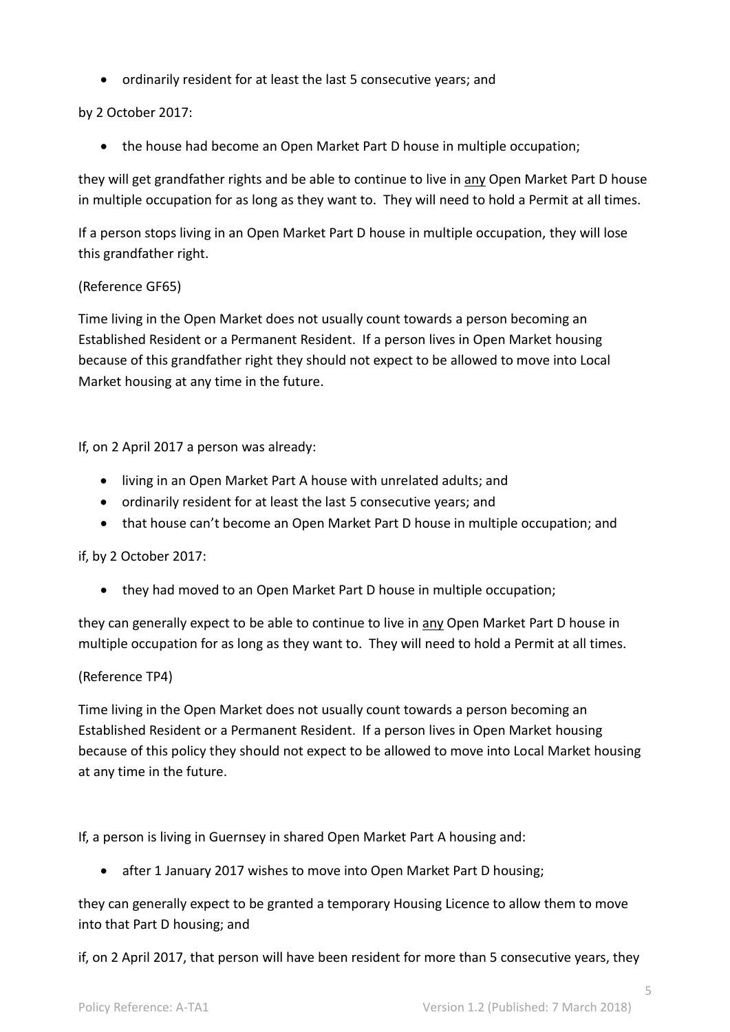- ordinarily resident for at least the last 5 consecutive years; and

by 2 October 2017:

- the house had become an Open Market Part D house in multiple occupation;

they will get grandfather rights and be able to continue to live in <u>any</u> Open Market Part D house in multiple occupation for as long as they want to. They will need to hold a Permit at all times.

If a person stops living in an Open Market Part D house in multiple occupation, they will lose this grandfather right.

(Reference GF65)

Time living in the Open Market does not usually count towards a person becoming an Established Resident or a Permanent Resident. If a person lives in Open Market housing because of this grandfather right they should not expect to be allowed to move into Local Market housing at any time in the future.

If, on 2 April 2017 a person was already:

- living in an Open Market Part A house with unrelated adults; and
- ordinarily resident for at least the last 5 consecutive years; and
- that house can't become an Open Market Part D house in multiple occupation; and

if, by 2 October 2017:

- they had moved to an Open Market Part D house in multiple occupation;

they can generally expect to be able to continue to live in <u>any</u> Open Market Part D house in multiple occupation for as long as they want to. They will need to hold a Permit at all times.

(Reference TP4)

Time living in the Open Market does not usually count towards a person becoming an Established Resident or a Permanent Resident. If a person lives in Open Market housing because of this policy they should not expect to be allowed to move into Local Market housing at any time in the future.

If, a person is living in Guernsey in shared Open Market Part A housing and:

- after 1 January 2017 wishes to move into Open Market Part D housing;

they can generally expect to be granted a temporary Housing Licence to allow them to move into that Part D housing; and

if, on 2 April 2017, that person will have been resident for more than 5 consecutive years, they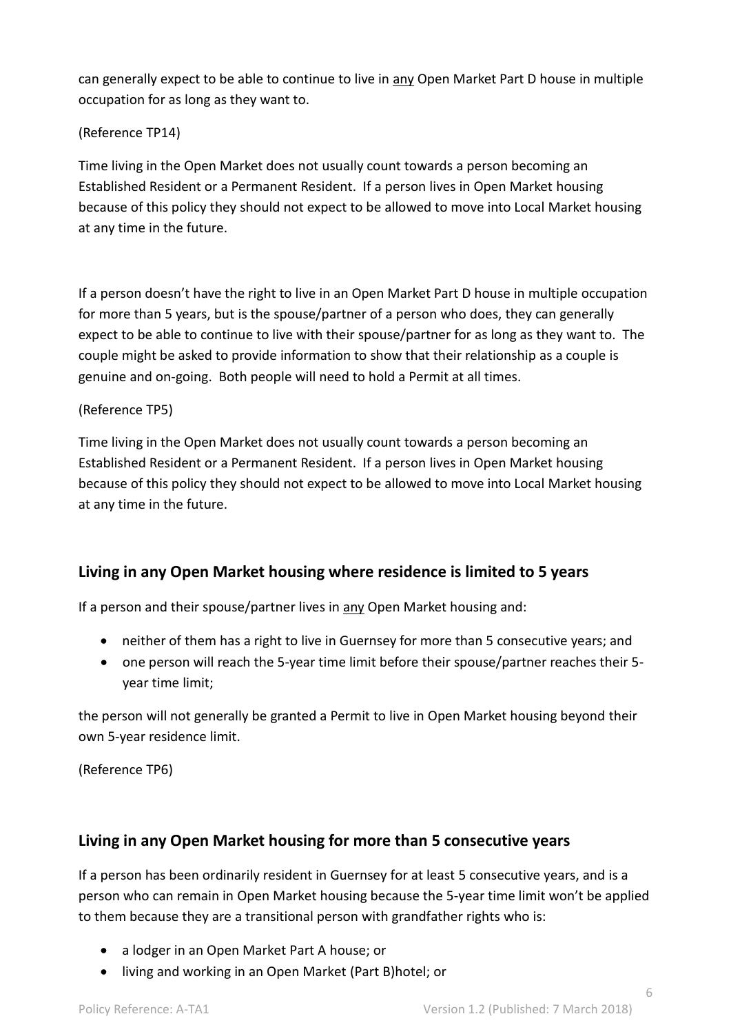can generally expect to be able to continue to live in <u>any</u> Open Market Part D house in multiple occupation for as long as they want to.

(Reference TP14)

Time living in the Open Market does not usually count towards a person becoming an Established Resident or a Permanent Resident. If a person lives in Open Market housing because of this policy they should not expect to be allowed to move into Local Market housing at any time in the future.

If a person doesn't have the right to live in an Open Market Part D house in multiple occupation for more than 5 years, but is the spouse/partner of a person who does, they can generally expect to be able to continue to live with their spouse/partner for as long as they want to. The couple might be asked to provide information to show that their relationship as a couple is genuine and on-going. Both people will need to hold a Permit at all times.

(Reference TP5)

Time living in the Open Market does not usually count towards a person becoming an Established Resident or a Permanent Resident. If a person lives in Open Market housing because of this policy they should not expect to be allowed to move into Local Market housing at any time in the future.

## Living in any Open Market housing where residence is limited to 5 years

If a person and their spouse/partner lives in <u>any</u> Open Market housing and:

- neither of them has a right to live in Guernsey for more than 5 consecutive years; and
- one person will reach the 5-year time limit before their spouse/partner reaches their 5-year time limit;

the person will not generally be granted a Permit to live in Open Market housing beyond their own 5-year residence limit.

(Reference TP6)

## Living in any Open Market housing for more than 5 consecutive years

If a person has been ordinarily resident in Guernsey for at least 5 consecutive years, and is a person who can remain in Open Market housing because the 5-year time limit won't be applied to them because they are a transitional person with grandfather rights who is:

- a lodger in an Open Market Part A house; or
- living and working in an Open Market (Part B)hotel; or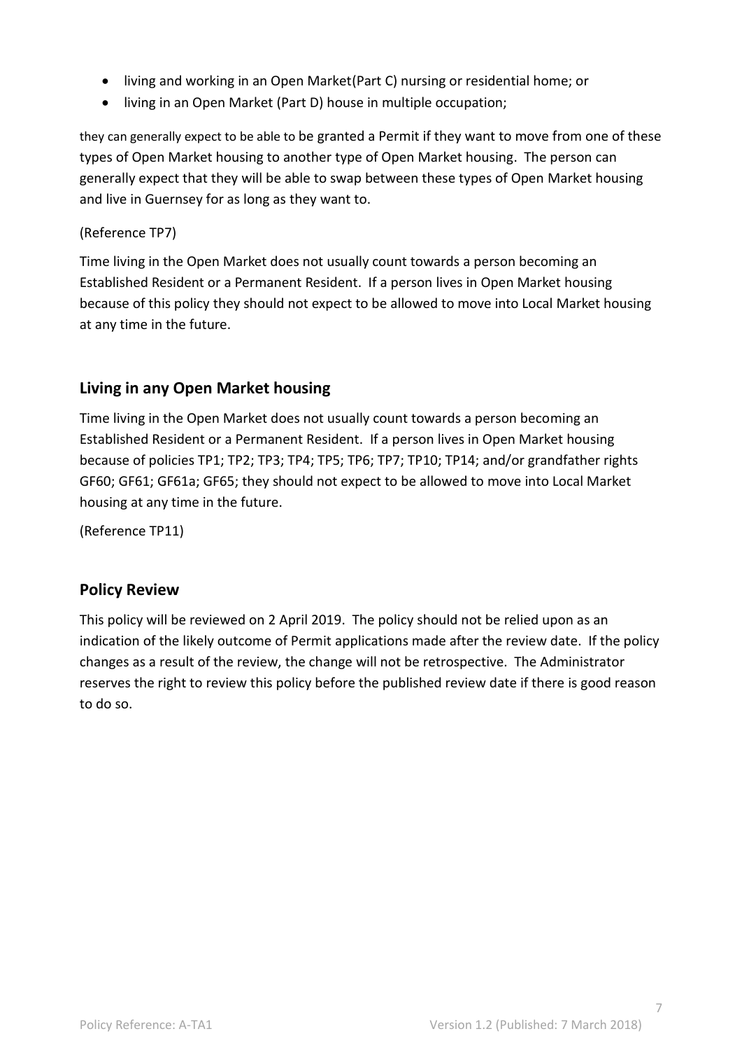- living and working in an Open Market(Part C) nursing or residential home; or
- living in an Open Market (Part D) house in multiple occupation;

they can generally expect to be able to be granted a Permit if they want to move from one of these types of Open Market housing to another type of Open Market housing. The person can generally expect that they will be able to swap between these types of Open Market housing and live in Guernsey for as long as they want to.

(Reference TP7)

Time living in the Open Market does not usually count towards a person becoming an Established Resident or a Permanent Resident. If a person lives in Open Market housing because of this policy they should not expect to be allowed to move into Local Market housing at any time in the future.

## Living in any Open Market housing

Time living in the Open Market does not usually count towards a person becoming an Established Resident or a Permanent Resident. If a person lives in Open Market housing because of policies TP1; TP2; TP3; TP4; TP5; TP6; TP7; TP10; TP14; and/or grandfather rights GF60; GF61; GF61a; GF65; they should not expect to be allowed to move into Local Market housing at any time in the future.

(Reference TP11)

## Policy Review

This policy will be reviewed on 2 April 2019. The policy should not be relied upon as an indication of the likely outcome of Permit applications made after the review date. If the policy changes as a result of the review, the change will not be retrospective. The Administrator reserves the right to review this policy before the published review date if there is good reason to do so.